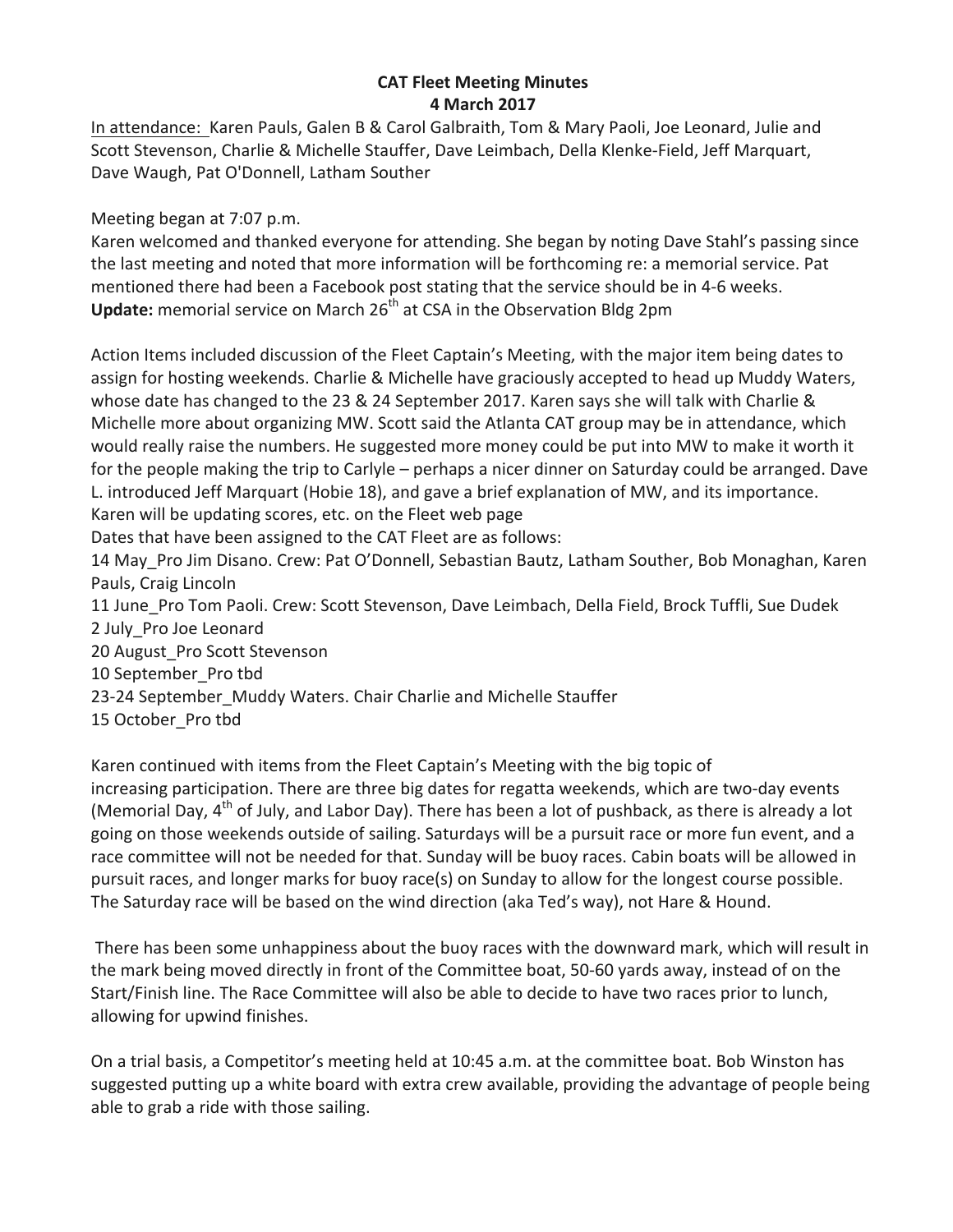**CAT Fleet Meeting Minutes**
**4 March 2017**

In attendance: Karen Pauls, Galen B & Carol Galbraith, Tom & Mary Paoli, Joe Leonard, Julie and Scott Stevenson, Charlie & Michelle Stauffer, Dave Leimbach, Della Klenke-Field, Jeff Marquart, Dave Waugh, Pat O'Donnell, Latham Souther

Meeting began at 7:07 p.m.

Karen welcomed and thanked everyone for attending. She began by noting Dave Stahl's passing since the last meeting and noted that more information will be forthcoming re: a memorial service. Pat mentioned there had been a Facebook post stating that the service should be in 4-6 weeks.
**Update:** memorial service on March 26th at CSA in the Observation Bldg 2pm

Action Items included discussion of the Fleet Captain's Meeting, with the major item being dates to assign for hosting weekends. Charlie & Michelle have graciously accepted to head up Muddy Waters, whose date has changed to the 23 & 24 September 2017. Karen says she will talk with Charlie & Michelle more about organizing MW. Scott said the Atlanta CAT group may be in attendance, which would really raise the numbers. He suggested more money could be put into MW to make it worth it for the people making the trip to Carlyle – perhaps a nicer dinner on Saturday could be arranged. Dave L. introduced Jeff Marquart (Hobie 18), and gave a brief explanation of MW, and its importance.
Karen will be updating scores, etc. on the Fleet web page
Dates that have been assigned to the CAT Fleet are as follows:
14 May_Pro Jim Disano. Crew: Pat O'Donnell, Sebastian Bautz, Latham Souther, Bob Monaghan, Karen Pauls, Craig Lincoln
11 June_Pro Tom Paoli. Crew: Scott Stevenson, Dave Leimbach, Della Field, Brock Tuffli, Sue Dudek
2 July_Pro Joe Leonard
20 August_Pro Scott Stevenson
10 September_Pro tbd
23-24 September_Muddy Waters. Chair Charlie and Michelle Stauffer
15 October_Pro tbd

Karen continued with items from the Fleet Captain's Meeting with the big topic of increasing participation. There are three big dates for regatta weekends, which are two-day events (Memorial Day, 4th of July, and Labor Day). There has been a lot of pushback, as there is already a lot going on those weekends outside of sailing. Saturdays will be a pursuit race or more fun event, and a race committee will not be needed for that. Sunday will be buoy races. Cabin boats will be allowed in pursuit races, and longer marks for buoy race(s) on Sunday to allow for the longest course possible. The Saturday race will be based on the wind direction (aka Ted's way), not Hare & Hound.

There has been some unhappiness about the buoy races with the downward mark, which will result in the mark being moved directly in front of the Committee boat, 50-60 yards away, instead of on the Start/Finish line. The Race Committee will also be able to decide to have two races prior to lunch, allowing for upwind finishes.

On a trial basis, a Competitor's meeting held at 10:45 a.m. at the committee boat. Bob Winston has suggested putting up a white board with extra crew available, providing the advantage of people being able to grab a ride with those sailing.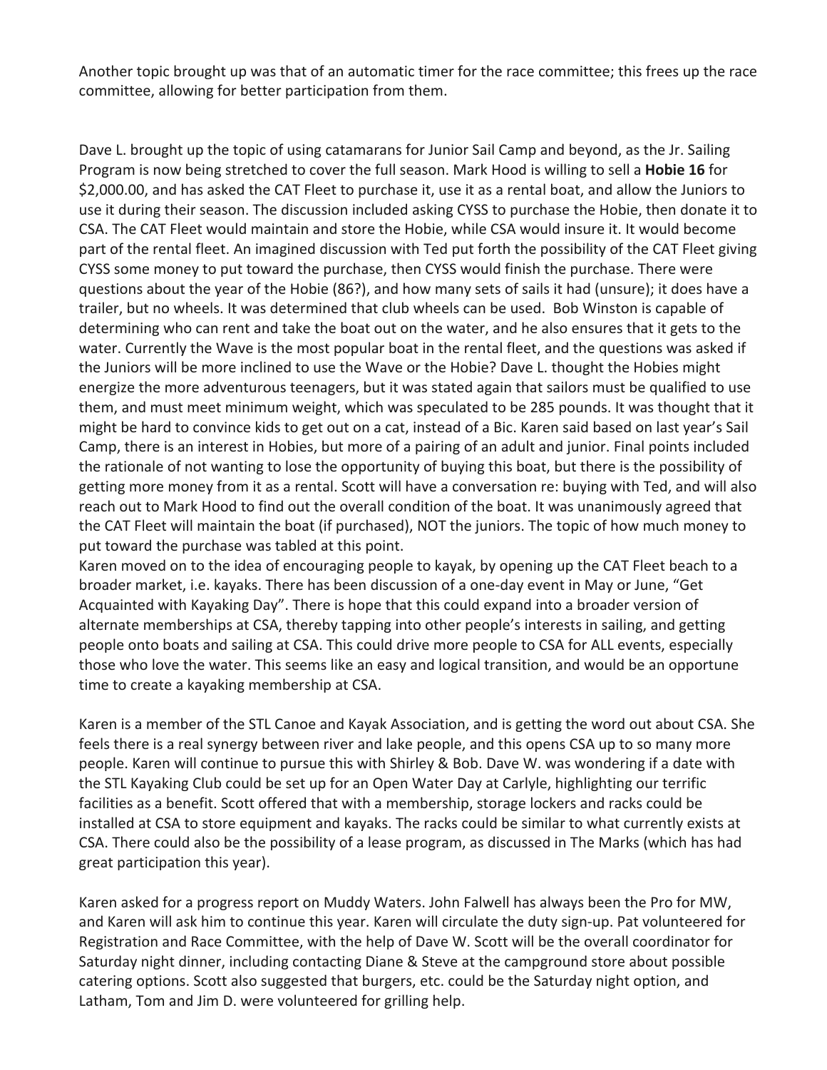Another topic brought up was that of an automatic timer for the race committee; this frees up the race committee, allowing for better participation from them.

Dave L. brought up the topic of using catamarans for Junior Sail Camp and beyond, as the Jr. Sailing Program is now being stretched to cover the full season. Mark Hood is willing to sell a **Hobie 16** for $2,000.00, and has asked the CAT Fleet to purchase it, use it as a rental boat, and allow the Juniors to use it during their season. The discussion included asking CYSS to purchase the Hobie, then donate it to CSA. The CAT Fleet would maintain and store the Hobie, while CSA would insure it. It would become part of the rental fleet. An imagined discussion with Ted put forth the possibility of the CAT Fleet giving CYSS some money to put toward the purchase, then CYSS would finish the purchase. There were questions about the year of the Hobie (86?), and how many sets of sails it had (unsure); it does have a trailer, but no wheels. It was determined that club wheels can be used. Bob Winston is capable of determining who can rent and take the boat out on the water, and he also ensures that it gets to the water. Currently the Wave is the most popular boat in the rental fleet, and the questions was asked if the Juniors will be more inclined to use the Wave or the Hobie? Dave L. thought the Hobies might energize the more adventurous teenagers, but it was stated again that sailors must be qualified to use them, and must meet minimum weight, which was speculated to be 285 pounds. It was thought that it might be hard to convince kids to get out on a cat, instead of a Bic. Karen said based on last year's Sail Camp, there is an interest in Hobies, but more of a pairing of an adult and junior. Final points included the rationale of not wanting to lose the opportunity of buying this boat, but there is the possibility of getting more money from it as a rental. Scott will have a conversation re: buying with Ted, and will also reach out to Mark Hood to find out the overall condition of the boat. It was unanimously agreed that the CAT Fleet will maintain the boat (if purchased), NOT the juniors. The topic of how much money to put toward the purchase was tabled at this point.

Karen moved on to the idea of encouraging people to kayak, by opening up the CAT Fleet beach to a broader market, i.e. kayaks. There has been discussion of a one-day event in May or June, "Get Acquainted with Kayaking Day". There is hope that this could expand into a broader version of alternate memberships at CSA, thereby tapping into other people's interests in sailing, and getting people onto boats and sailing at CSA. This could drive more people to CSA for ALL events, especially those who love the water. This seems like an easy and logical transition, and would be an opportune time to create a kayaking membership at CSA.

Karen is a member of the STL Canoe and Kayak Association, and is getting the word out about CSA. She feels there is a real synergy between river and lake people, and this opens CSA up to so many more people. Karen will continue to pursue this with Shirley & Bob. Dave W. was wondering if a date with the STL Kayaking Club could be set up for an Open Water Day at Carlyle, highlighting our terrific facilities as a benefit. Scott offered that with a membership, storage lockers and racks could be installed at CSA to store equipment and kayaks. The racks could be similar to what currently exists at CSA. There could also be the possibility of a lease program, as discussed in The Marks (which has had great participation this year).

Karen asked for a progress report on Muddy Waters. John Falwell has always been the Pro for MW, and Karen will ask him to continue this year. Karen will circulate the duty sign-up. Pat volunteered for Registration and Race Committee, with the help of Dave W. Scott will be the overall coordinator for Saturday night dinner, including contacting Diane & Steve at the campground store about possible catering options. Scott also suggested that burgers, etc. could be the Saturday night option, and Latham, Tom and Jim D. were volunteered for grilling help.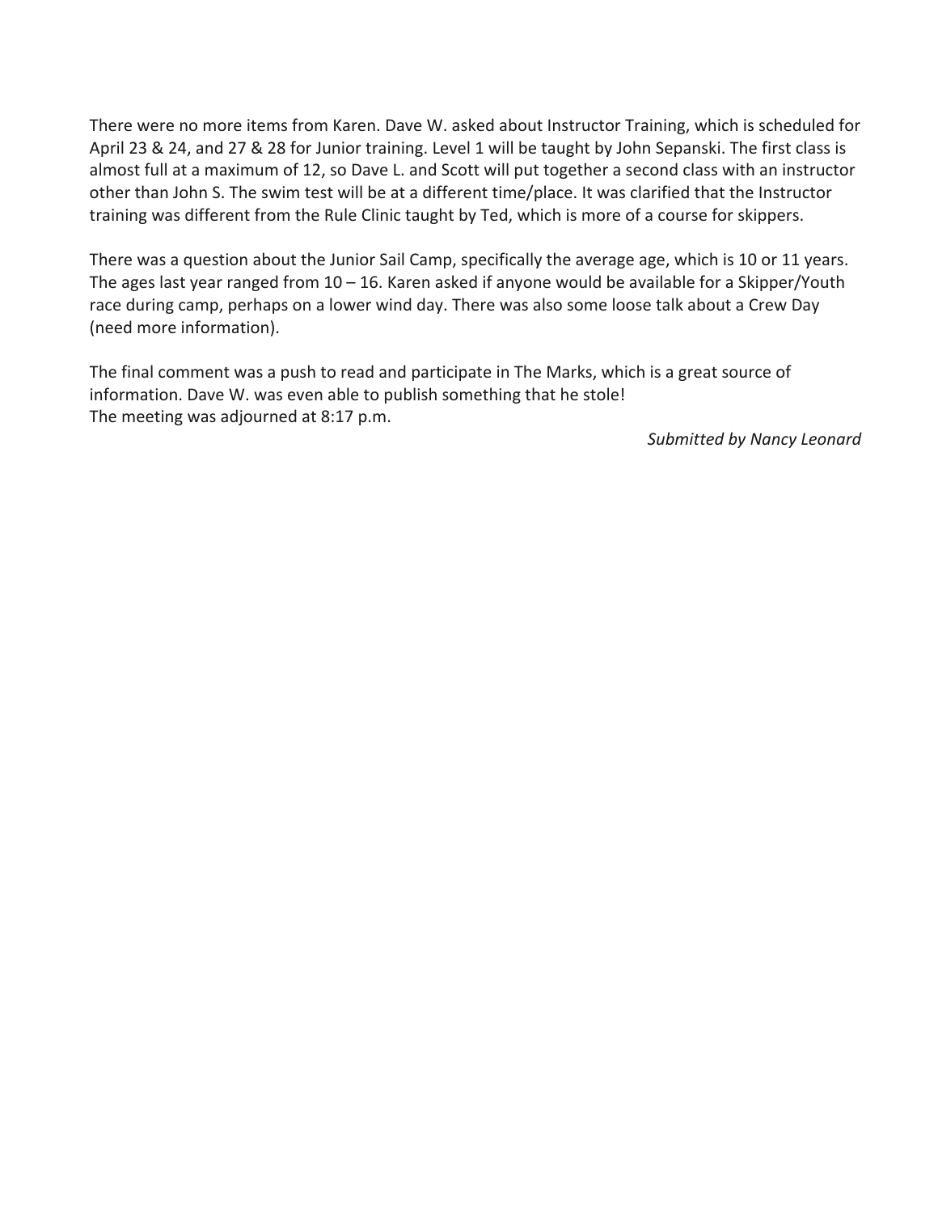There were no more items from Karen. Dave W. asked about Instructor Training, which is scheduled for April 23 & 24, and 27 & 28 for Junior training. Level 1 will be taught by John Sepanski. The first class is almost full at a maximum of 12, so Dave L. and Scott will put together a second class with an instructor other than John S. The swim test will be at a different time/place. It was clarified that the Instructor training was different from the Rule Clinic taught by Ted, which is more of a course for skippers.

There was a question about the Junior Sail Camp, specifically the average age, which is 10 or 11 years. The ages last year ranged from 10 – 16. Karen asked if anyone would be available for a Skipper/Youth race during camp, perhaps on a lower wind day. There was also some loose talk about a Crew Day (need more information).

The final comment was a push to read and participate in The Marks, which is a great source of information. Dave W. was even able to publish something that he stole!
The meeting was adjourned at 8:17 p.m.

*Submitted by Nancy Leonard*